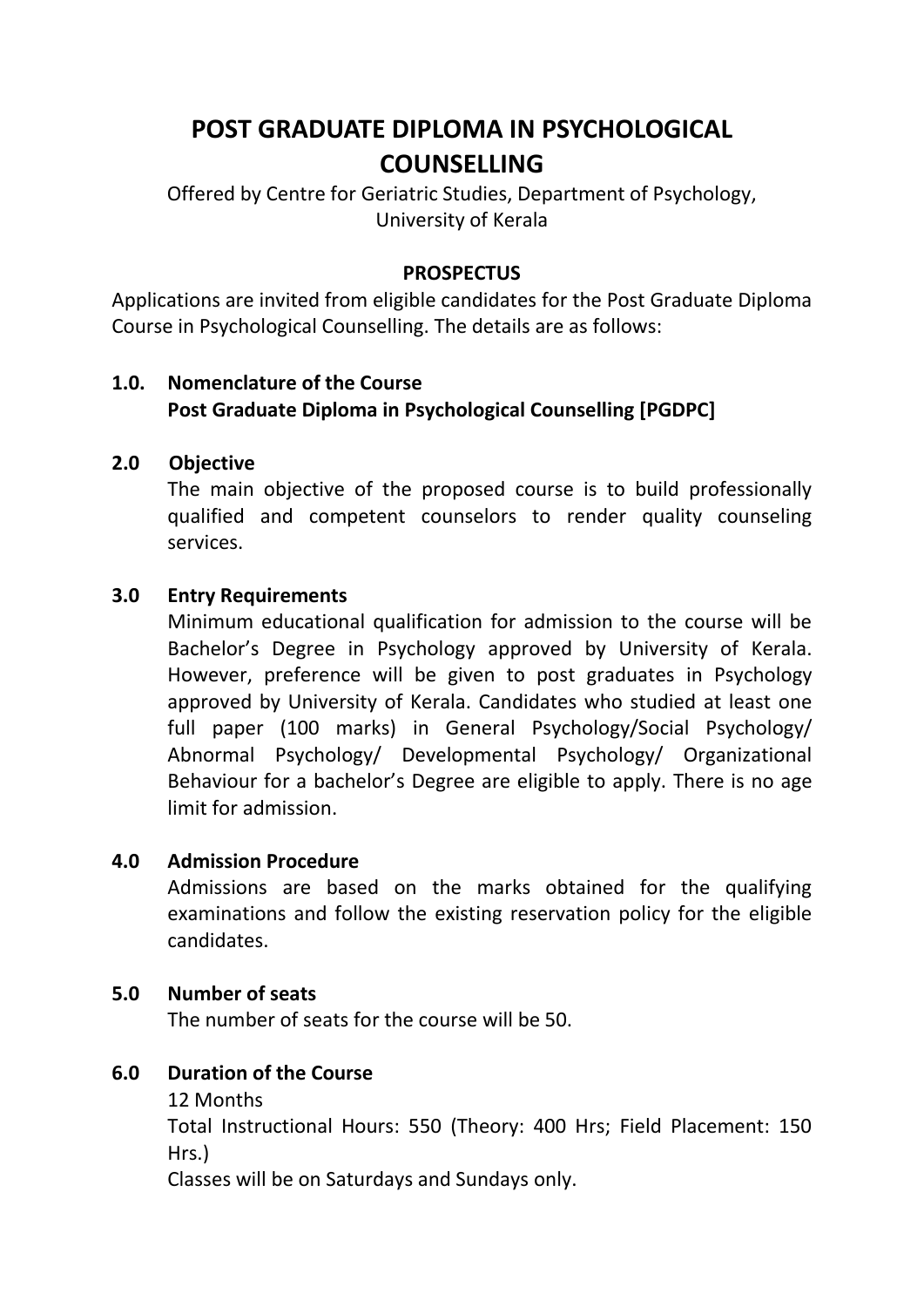# POST GRADUATE DIPLOMA IN PSYCHOLOGICAL COUNSELLING

Offered by Centre for Geriatric Studies, Department of Psychology, University of Kerala

## PROSPECTUS

Applications are invited from eligible candidates for the Post Graduate Diploma Course in Psychological Counselling. The details are as follows:

### 1.0. Nomenclature of the Course

**Post Graduate Diploma in Psychological Counselling [PGDPC]**

### 2.0 Objective

The main objective of the proposed course is to build professionally qualified and competent counselors to render quality counseling services.

### 3.0 Entry Requirements

Minimum educational qualification for admission to the course will be Bachelor's Degree in Psychology approved by University of Kerala. However, preference will be given to post graduates in Psychology approved by University of Kerala. Candidates who studied at least one full paper (100 marks) in General Psychology/Social Psychology/ Abnormal Psychology/ Developmental Psychology/ Organizational Behaviour for a bachelor's Degree are eligible to apply. There is no age limit for admission.

### 4.0 Admission Procedure

Admissions are based on the marks obtained for the qualifying examinations and follow the existing reservation policy for the eligible candidates.

### 5.0 Number of seats

The number of seats for the course will be 50.

### 6.0 Duration of the Course

12 Months

Total Instructional Hours: 550 (Theory: 400 Hrs; Field Placement: 150 Hrs.)

Classes will be on Saturdays and Sundays only.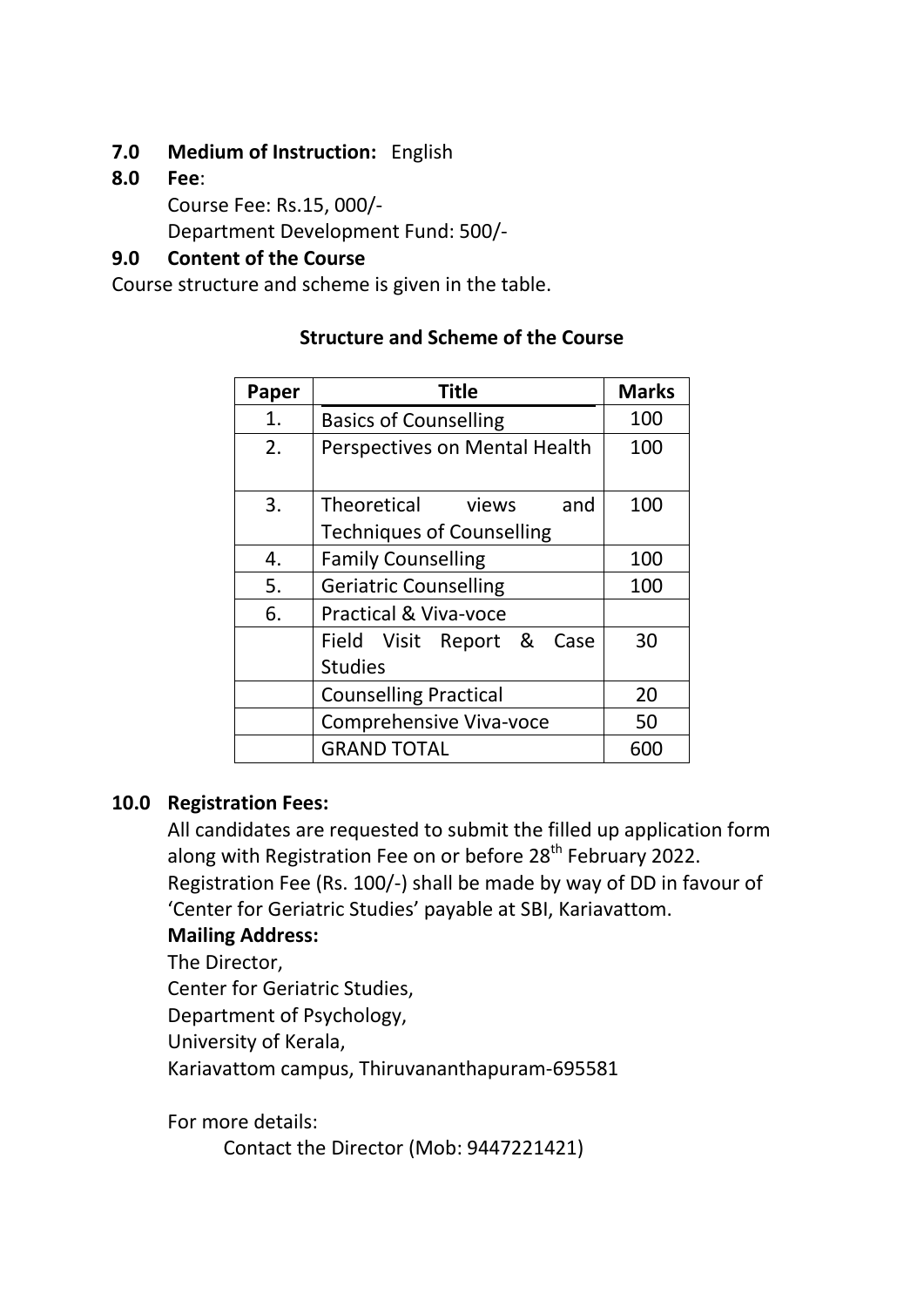**7.0 Medium of Instruction:** English

**8.0 Fee**:

Course Fee: Rs.15, 000/-

Department Development Fund: 500/-

**9.0 Content of the Course**

Course structure and scheme is given in the table.

**Structure and Scheme of the Course**

| Paper | Title | Marks |
|---|---|---|
| 1. | Basics of Counselling | 100 |
| 2. | Perspectives on Mental Health | 100 |
| 3. | Theoretical views and Techniques of Counselling | 100 |
| 4. | Family Counselling | 100 |
| 5. | Geriatric Counselling | 100 |
| 6. | Practical & Viva-voce | |
| | Field Visit Report & Case Studies | 30 |
| | Counselling Practical | 20 |
| | Comprehensive Viva-voce | 50 |
| | GRAND TOTAL | 600 |

**10.0 Registration Fees:**

All candidates are requested to submit the filled up application form along with Registration Fee on or before 28th February 2022. Registration Fee (Rs. 100/-) shall be made by way of DD in favour of 'Center for Geriatric Studies' payable at SBI, Kariavattom.

**Mailing Address:**

The Director,
Center for Geriatric Studies,
Department of Psychology,
University of Kerala,
Kariavattom campus, Thiruvananthapuram-695581

For more details:

Contact the Director (Mob: 9447221421)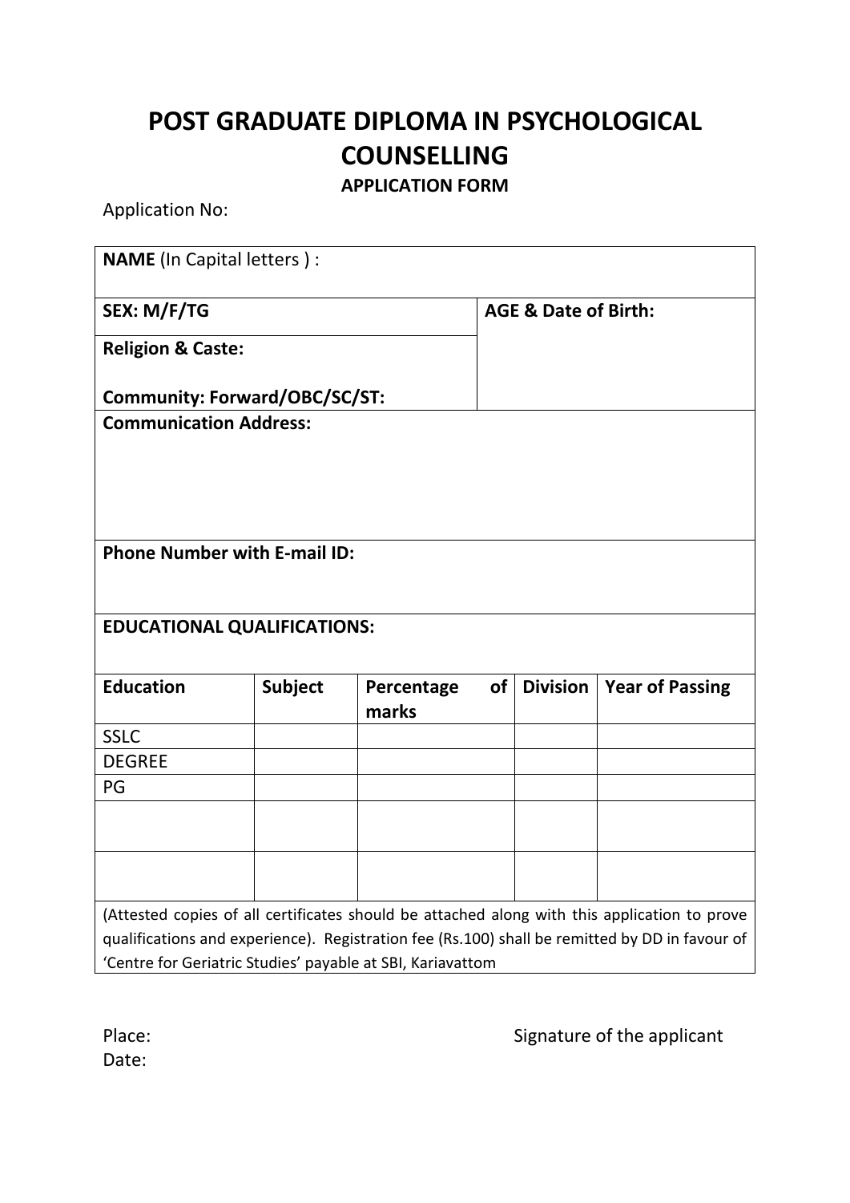# POST GRADUATE DIPLOMA IN PSYCHOLOGICAL COUNSELLING

**APPLICATION FORM**

Application No:

| | |
|---|---|
| **NAME** (In Capital letters ) : | |
| **SEX: M/F/TG** | **AGE & Date of Birth:** |
| **Religion & Caste:**<br><br>**Community: Forward/OBC/SC/ST:** | |
| **Communication Address:** | |
| **Phone Number with E-mail ID:** | |
| **EDUCATIONAL QUALIFICATIONS:** | |

| **Education** | **Subject** | **Percentage of marks** | **Division** | **Year of Passing** |
|---|---|---|---|---|
| SSLC | | | | |
| DEGREE | | | | |
| PG | | | | |
| | | | | |
| | | | | |

(Attested copies of all certificates should be attached along with this application to prove qualifications and experience). Registration fee (Rs.100) shall be remitted by DD in favour of 'Centre for Geriatric Studies' payable at SBI, Kariavattom

Place:
Date:

Signature of the applicant